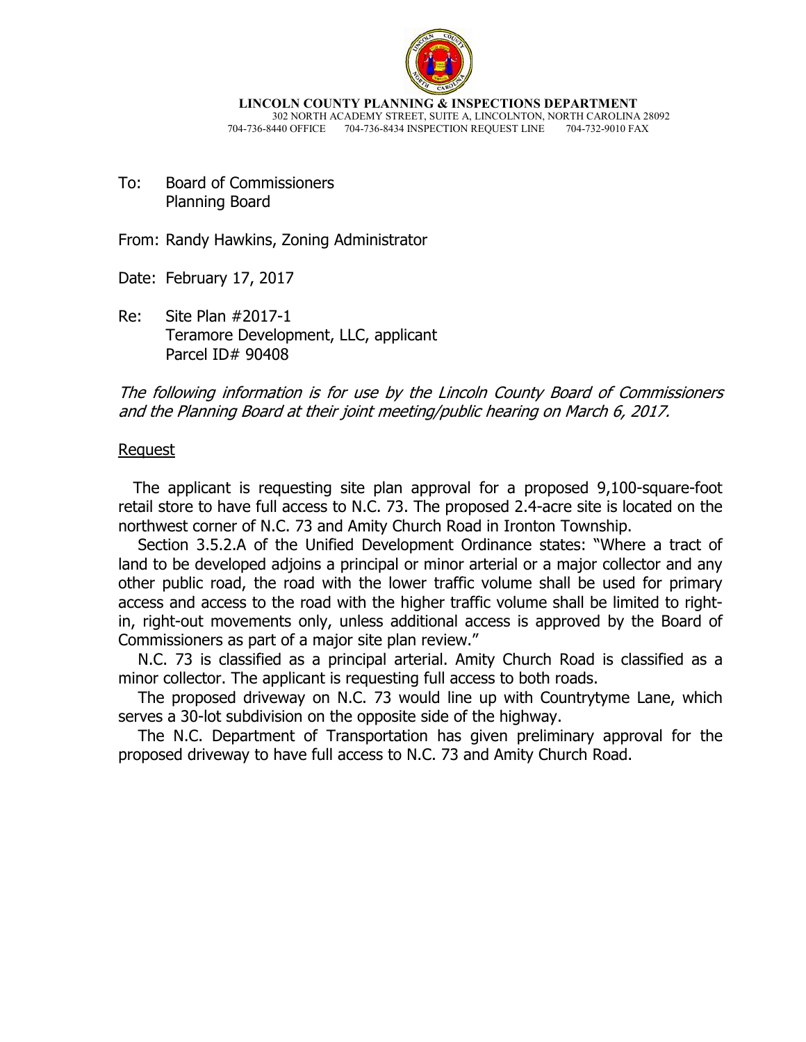**LINCOLN COUNTY PLANNING & INSPECTIONS DEPARTMENT**
302 NORTH ACADEMY STREET, SUITE A, LINCOLNTON, NORTH CAROLINA 28092
704-736-8440 OFFICE 704-736-8434 INSPECTION REQUEST LINE 704-732-9010 FAX

To: Board of Commissioners
Planning Board

From: Randy Hawkins, Zoning Administrator

Date: February 17, 2017

Re: Site Plan #2017-1
Teramore Development, LLC, applicant
Parcel ID# 90408

*The following information is for use by the Lincoln County Board of Commissioners and the Planning Board at their joint meeting/public hearing on March 6, 2017.*

Request

The applicant is requesting site plan approval for a proposed 9,100-square-foot retail store to have full access to N.C. 73. The proposed 2.4-acre site is located on the northwest corner of N.C. 73 and Amity Church Road in Ironton Township.

Section 3.5.2.A of the Unified Development Ordinance states: "Where a tract of land to be developed adjoins a principal or minor arterial or a major collector and any other public road, the road with the lower traffic volume shall be used for primary access and access to the road with the higher traffic volume shall be limited to right-in, right-out movements only, unless additional access is approved by the Board of Commissioners as part of a major site plan review."

N.C. 73 is classified as a principal arterial. Amity Church Road is classified as a minor collector. The applicant is requesting full access to both roads.

The proposed driveway on N.C. 73 would line up with Countrytyme Lane, which serves a 30-lot subdivision on the opposite side of the highway.

The N.C. Department of Transportation has given preliminary approval for the proposed driveway to have full access to N.C. 73 and Amity Church Road.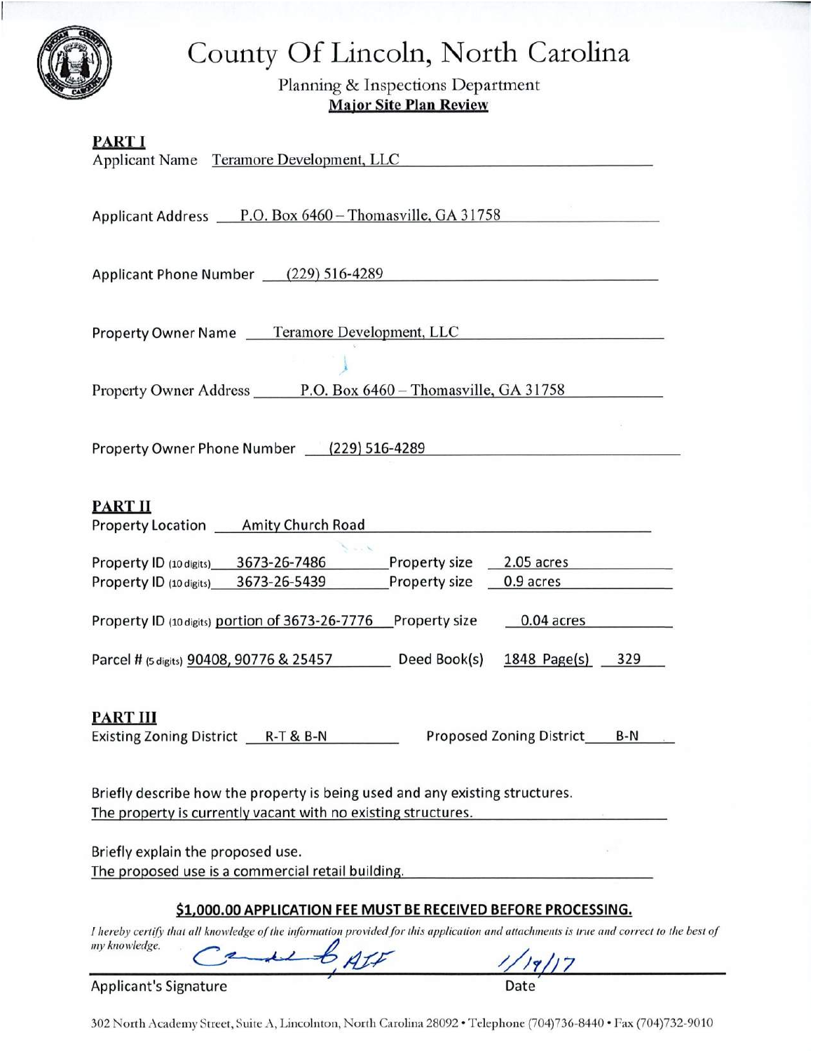# County Of Lincoln, North Carolina

## Planning & Inspections Department

### Major Site Plan Review

**PART I**

Applicant Name Teramore Development, LLC

Applicant Address P.O. Box 6460 – Thomasville, GA 31758

Applicant Phone Number (229) 516-4289

Property Owner Name Teramore Development, LLC

Property Owner Address P.O. Box 6460 – Thomasville, GA 31758

Property Owner Phone Number (229) 516-4289

**PART II**

Property Location Amity Church Road

Property ID (10 digits) 3673-26-7486 Property size 2.05 acres

Property ID (10 digits) 3673-26-5439 Property size 0.9 acres

Property ID (10 digits) portion of 3673-26-7776 Property size 0.04 acres

Parcel # (5 digits) 90408, 90776 & 25457 Deed Book(s) 1848 Page(s) 329

**PART III**

Existing Zoning District R-T & B-N Proposed Zoning District B-N

Briefly describe how the property is being used and any existing structures.
The property is currently vacant with no existing structures.

Briefly explain the proposed use.
The proposed use is a commercial retail building.

**$1,000.00 APPLICATION FEE MUST BE RECEIVED BEFORE PROCESSING.**

*I hereby certify that all knowledge of the information provided for this application and attachments is true and correct to the best of my knowledge.*

Applicant's Signature: [signature], AIF Date: 1/19/17

302 North Academy Street, Suite A, Lincolnton, North Carolina 28092 • Telephone (704)736-8440 • Fax (704)732-9010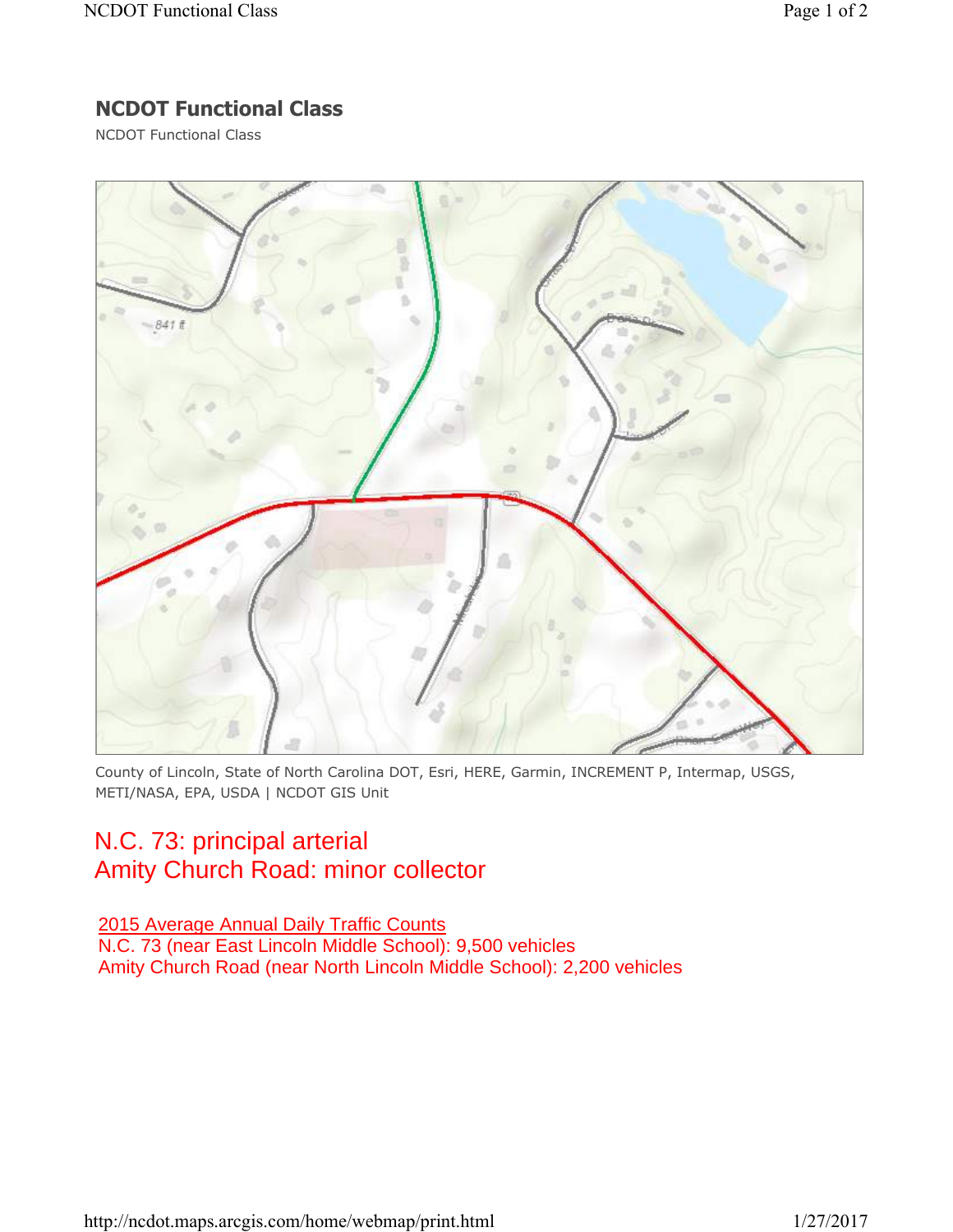# NCDOT Functional Class

NCDOT Functional Class

County of Lincoln, State of North Carolina DOT, Esri, HERE, Garmin, INCREMENT P, Intermap, USGS, METI/NASA, EPA, USDA | NCDOT GIS Unit

N.C. 73: principal arterial
Amity Church Road: minor collector

2015 Average Annual Daily Traffic Counts
N.C. 73 (near East Lincoln Middle School): 9,500 vehicles
Amity Church Road (near North Lincoln Middle School): 2,200 vehicles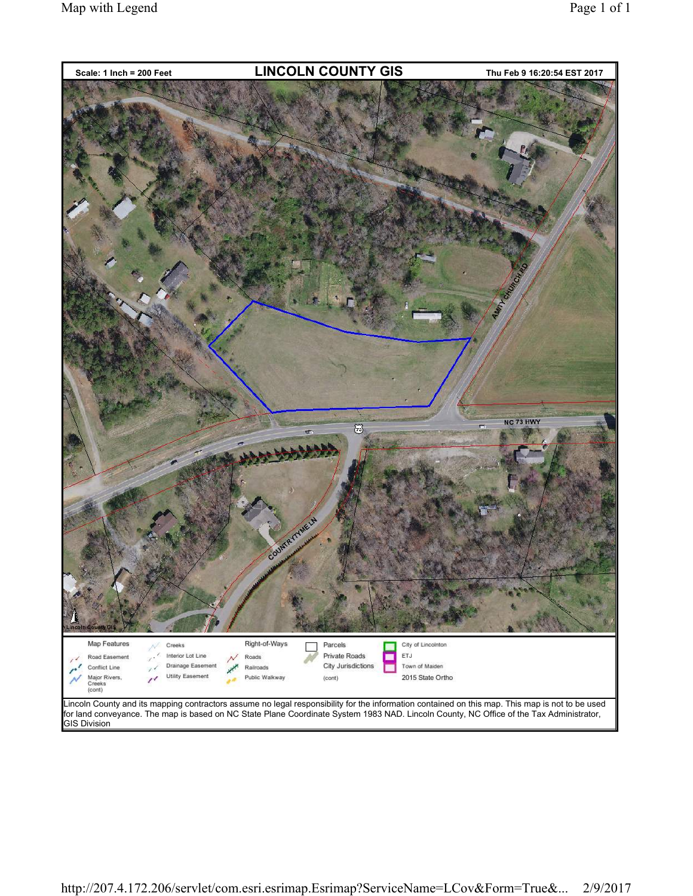**Scale: 1 Inch = 200 Feet**

# LINCOLN COUNTY GIS

**Thu Feb 9 16:20:54 EST 2017**

AMITY CHURCH RD

NC 73 HWY

73

COUNTRYTYME LN

Lincoln County GIS

| Map Features | | Right-of-Ways | Parcels | City of Lincolnton |
|---|---|---|---|---|
| Road Easement | Creeks | Roads | Private Roads | ETJ |
| Conflict Line | Interior Lot Line | Railroads | City Jurisdictions | Town of Maiden |
| Major Rivers, Creeks (cont) | Drainage Easement | Public Walkway | (cont) | 2015 State Ortho |
| | Utility Easement | | | |

Lincoln County and its mapping contractors assume no legal responsibility for the information contained on this map. This map is not to be used for land conveyance. The map is based on NC State Plane Coordinate System 1983 NAD. Lincoln County, NC Office of the Tax Administrator, GIS Division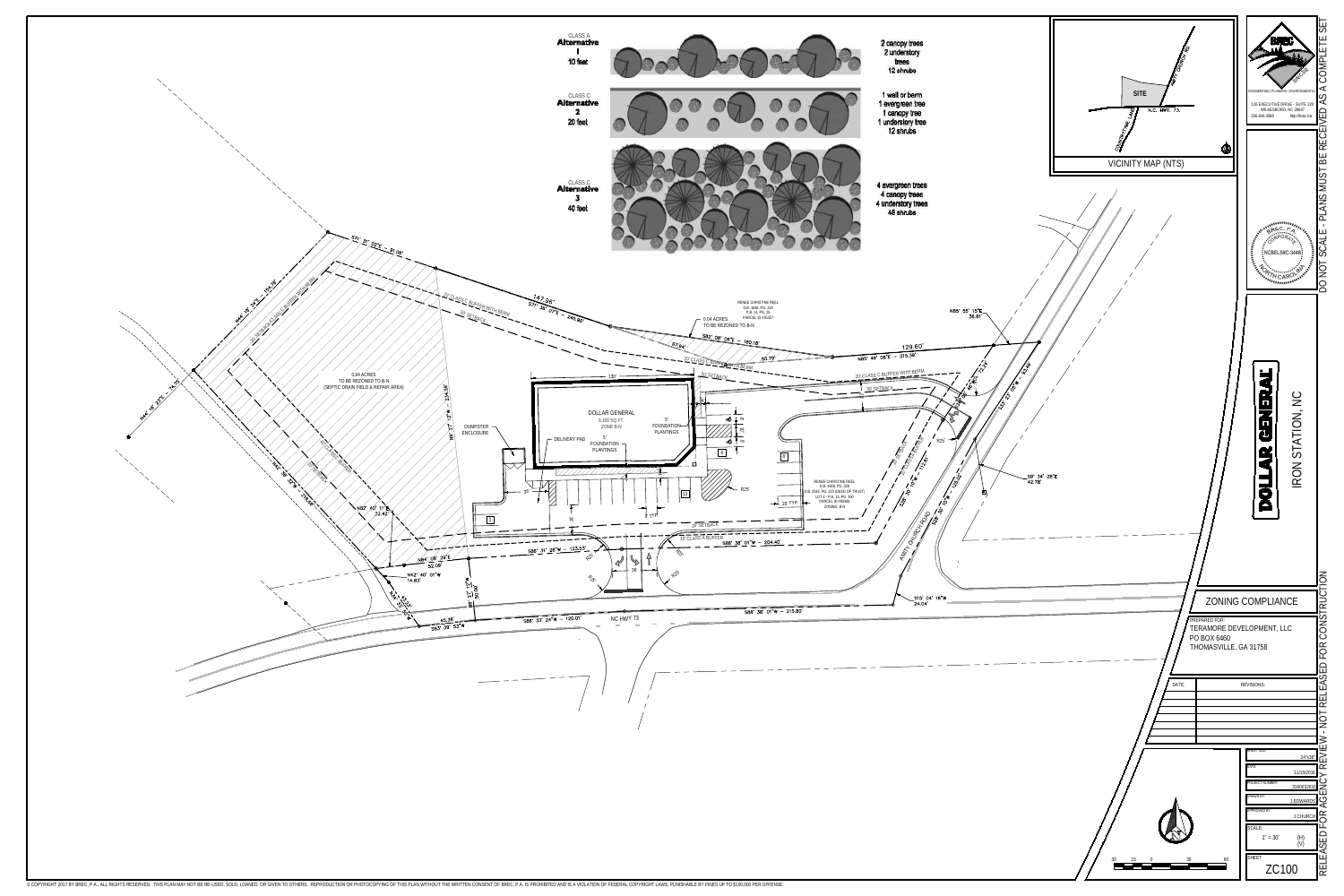CLASS A
**Alternative 1**
10 feet

2 canopy trees
2 understory trees
12 shrubs

CLASS C
**Alternative 2**
20 feet

1 wall or berm
1 evergreen tree
1 canopy tree
1 understory tree
12 shrubs

CLASS C
**Alternative 3**
40 feet

4 evergreen trees
4 canopy trees
4 understory trees
48 shrubs

VICINITY MAP (NTS)

SITE

N.C. HWY. 73

AMITY CHURCH RD

BREC

ENGINEERING | PLANNING | ENVIRONMENTAL

130 EXECUTIVE DRIVE - SUITE 220
WILKESBORO, NC 28697
336-844-4888 http://brec.biz

BREC, P.A.
CORPORATE SEAL
NCBELS#C-3448
NORTH CAROLINA

DO NOT SCALE - PLANS MUST BE RECEIVED AS A COMPLETE SET

**DOLLAR GENERAL**

IRON STATION, NC

ZONING COMPLIANCE

PREPARED FOR:
TERAMORE DEVELOPMENT, LLC
PO BOX 6460
THOMASVILLE, GA 31758

| DATE: | REVISIONS: |
| --- | --- |
| | |

SHEET SIZE: 24"x36"

DATE: 11/15/2016

PROJECT NUMBER: 3160032016

DRAWN BY: J.EDWARDS

CHECKED BY: J.CHURCH

SCALE: 1" = 30' (H) (V)

SHEET: ZC100

RELEASED FOR AGENCY REVIEW - NOT RELEASED FOR CONSTRUCTION

DOLLAR GENERAL
9,100 SQ.FT.
ZONE B-N

DUMPSTER ENCLOSURE

DELIVERY PAD

5' FOUNDATION PLANTINGS

0.84 ACRES
TO BE REZONED TO B-N
(SEPTIC DRAIN FIELD & REPAIR AREA)

0.04 ACRES
TO BE REZONED TO B-N

RENEE CHRISTINE REEL
D.B. 1866, PG. 329
P.B. 14, PG. 31
PARCEL ID #15467

RENEE CHRISTINE REEL
D.B. 1866, PG. 329
D.B. 2043, PG. 223 (DEED OF TRUST)
LOT 2 - P.B. 14, PG. 100
PARCEL ID #86866
ZONING: B-N

20' CLASS C BUFFER WITH BERM

30' SETBACK

10' CLASS A BUFFER

NC HWY 73

AMITY CHURCH ROAD

S71° 30' 22"E - 91.06'

S71° 30' 07"E - 245.90'

147.96'

S82° 06' 06"E - 180.18'

97.94'

55.79'

N85° 49' 05"E - 215.39'

129.60'

N85° 55' 15"E 36.81'

N44° 16' 24"E - 164.36'

N44° 16' 23"E - 74.76'

N4° 37' 12"W - 234.58'

N82° 40' 11"E 22.42'

N42° 32' 49"W - 215.88'

N84° 08' 29"E 52.08'

N42° 40' 01"W 14.83'

S88° 31' 28"W - 123.53'

S88° 36' 01"W - 204.40'

S88° 36' 01"W - 215.80'

S88° 33' 24"W - 120.01'

45.36'

S63° 39' 53"W

S15° 04' 16"W 24.04'

S9° 34' 25"E 42.78'

R25

R25

R20

R20

R25

30'

20' TYP.

9' TYP.

30'

5'

130'

© COPYRIGHT 2017 BY BREC, P.A., ALL RIGHTS RESERVED. THIS PLAN MAY NOT BE RE-USED, SOLD, LOANED, OR GIVEN TO OTHERS. REPRODUCTION OR PHOTOCOPYING OF THIS PLAN WITHOUT THE WRITTEN CONSENT OF BREC, P.A. IS PROHIBITED AND IS A VIOLATION OF FEDERAL COPYRIGHT LAWS, PUNISHABLE BY FINES UP TO $100,000 PER OFFENSE.